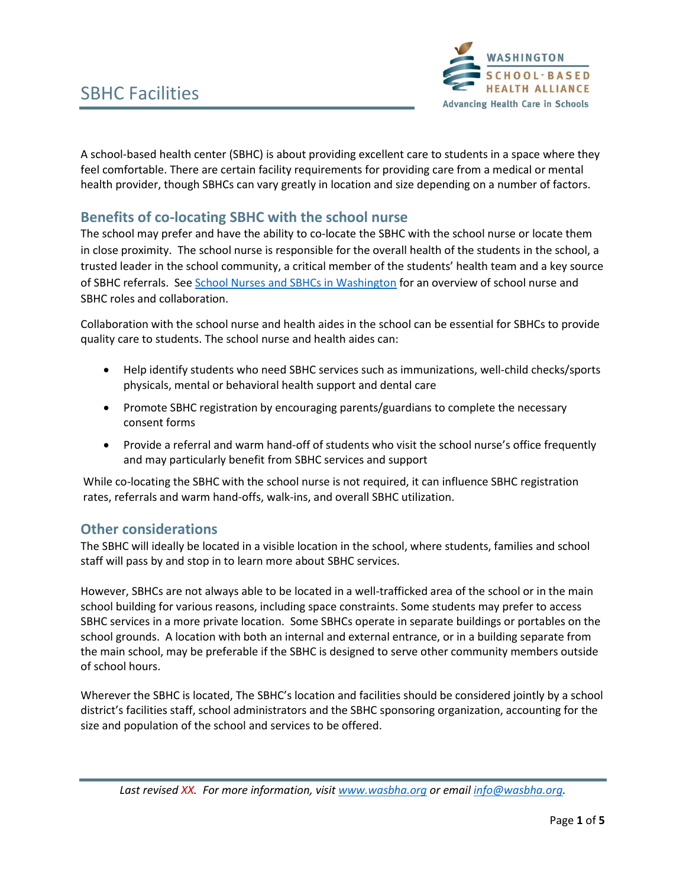# SBHC Facilities

A school-based health center (SBHC) is about providing excellent care to students in a space where they feel comfortable. There are certain facility requirements for providing care from a medical or mental health provider, though SBHCs can vary greatly in location and size depending on a number of factors.

## Benefits of co-locating SBHC with the school nurse

The school may prefer and have the ability to co-locate the SBHC with the school nurse or locate them in close proximity. The school nurse is responsible for the overall health of the students in the school, a trusted leader in the school community, a critical member of the students' health team and a key source of SBHC referrals. See School Nurses and SBHCs in Washington for an overview of school nurse and SBHC roles and collaboration.

Collaboration with the school nurse and health aides in the school can be essential for SBHCs to provide quality care to students. The school nurse and health aides can:

- Help identify students who need SBHC services such as immunizations, well-child checks/sports physicals, mental or behavioral health support and dental care
- Promote SBHC registration by encouraging parents/guardians to complete the necessary consent forms
- Provide a referral and warm hand-off of students who visit the school nurse's office frequently and may particularly benefit from SBHC services and support

While co-locating the SBHC with the school nurse is not required, it can influence SBHC registration rates, referrals and warm hand-offs, walk-ins, and overall SBHC utilization.

## Other considerations

The SBHC will ideally be located in a visible location in the school, where students, families and school staff will pass by and stop in to learn more about SBHC services.

However, SBHCs are not always able to be located in a well-trafficked area of the school or in the main school building for various reasons, including space constraints. Some students may prefer to access SBHC services in a more private location. Some SBHCs operate in separate buildings or portables on the school grounds. A location with both an internal and external entrance, or in a building separate from the main school, may be preferable if the SBHC is designed to serve other community members outside of school hours.

Wherever the SBHC is located, The SBHC's location and facilities should be considered jointly by a school district's facilities staff, school administrators and the SBHC sponsoring organization, accounting for the size and population of the school and services to be offered.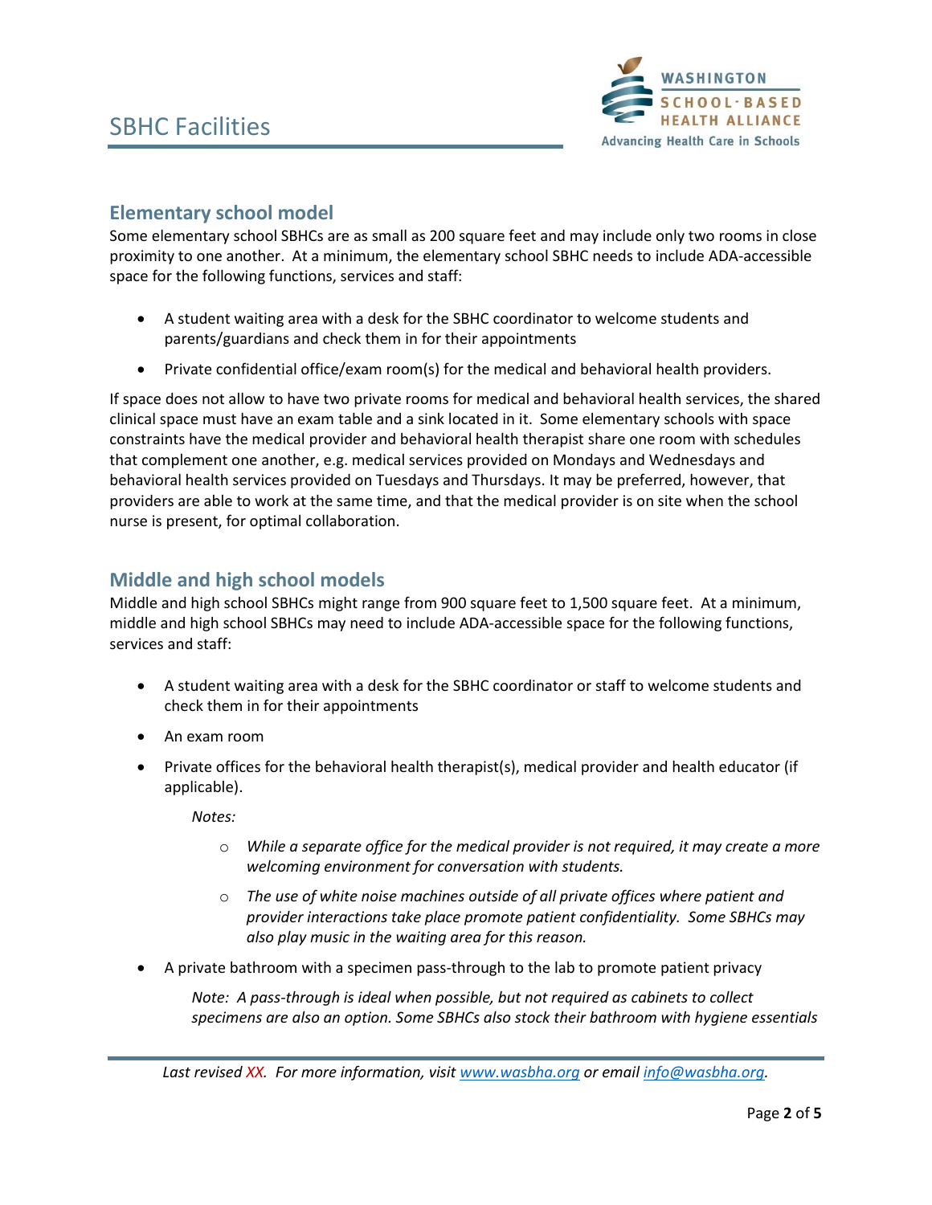## Elementary school model

Some elementary school SBHCs are as small as 200 square feet and may include only two rooms in close proximity to one another. At a minimum, the elementary school SBHC needs to include ADA-accessible space for the following functions, services and staff:

- A student waiting area with a desk for the SBHC coordinator to welcome students and parents/guardians and check them in for their appointments
- Private confidential office/exam room(s) for the medical and behavioral health providers.

If space does not allow to have two private rooms for medical and behavioral health services, the shared clinical space must have an exam table and a sink located in it. Some elementary schools with space constraints have the medical provider and behavioral health therapist share one room with schedules that complement one another, e.g. medical services provided on Mondays and Wednesdays and behavioral health services provided on Tuesdays and Thursdays. It may be preferred, however, that providers are able to work at the same time, and that the medical provider is on site when the school nurse is present, for optimal collaboration.

## Middle and high school models

Middle and high school SBHCs might range from 900 square feet to 1,500 square feet. At a minimum, middle and high school SBHCs may need to include ADA-accessible space for the following functions, services and staff:

- A student waiting area with a desk for the SBHC coordinator or staff to welcome students and check them in for their appointments
- An exam room
- Private offices for the behavioral health therapist(s), medical provider and health educator (if applicable).

  *Notes:*

  - *While a separate office for the medical provider is not required, it may create a more welcoming environment for conversation with students.*
  - *The use of white noise machines outside of all private offices where patient and provider interactions take place promote patient confidentiality. Some SBHCs may also play music in the waiting area for this reason.*

- A private bathroom with a specimen pass-through to the lab to promote patient privacy

  *Note: A pass-through is ideal when possible, but not required as cabinets to collect specimens are also an option. Some SBHCs also stock their bathroom with hygiene essentials*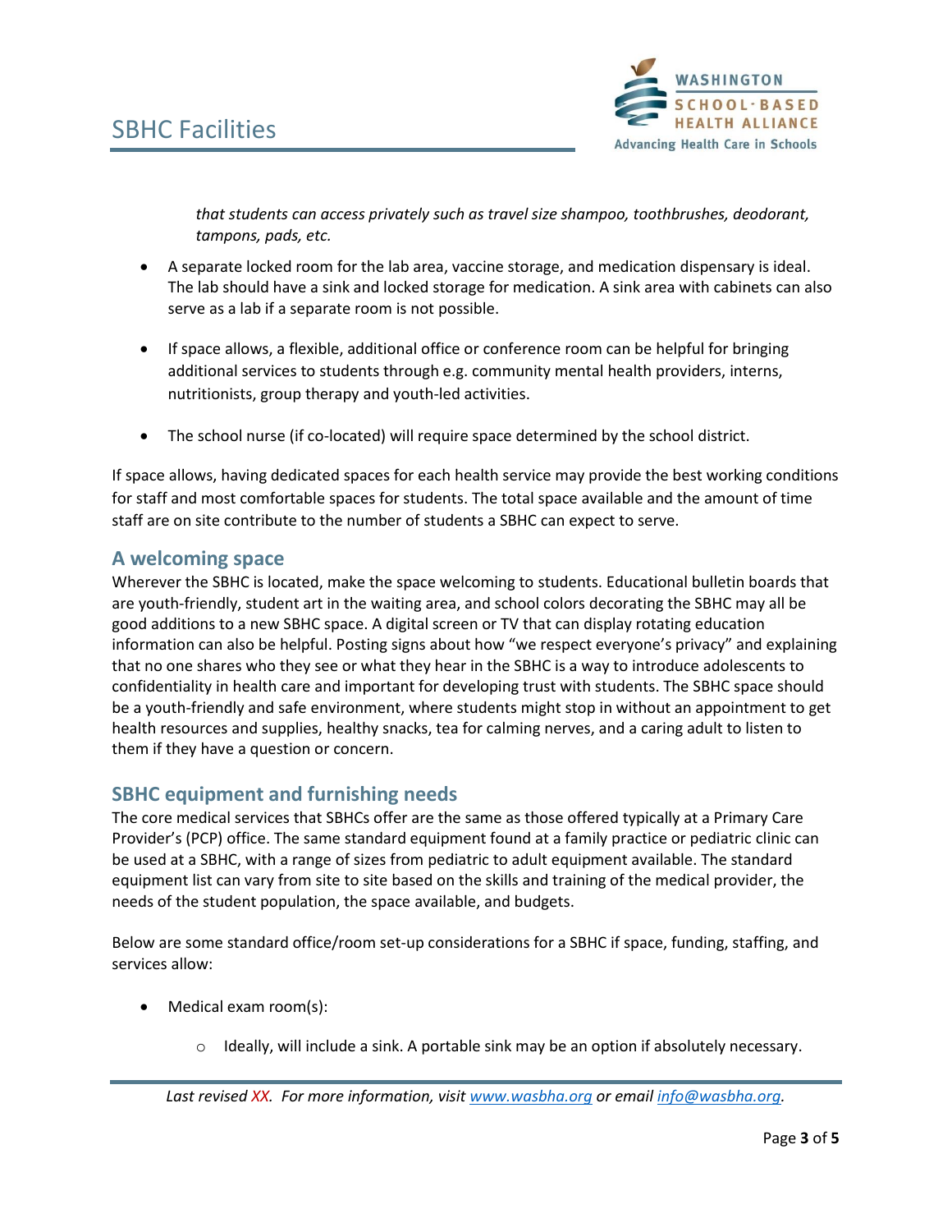*that students can access privately such as travel size shampoo, toothbrushes, deodorant, tampons, pads, etc.*

- A separate locked room for the lab area, vaccine storage, and medication dispensary is ideal. The lab should have a sink and locked storage for medication. A sink area with cabinets can also serve as a lab if a separate room is not possible.

- If space allows, a flexible, additional office or conference room can be helpful for bringing additional services to students through e.g. community mental health providers, interns, nutritionists, group therapy and youth-led activities.

- The school nurse (if co-located) will require space determined by the school district.

If space allows, having dedicated spaces for each health service may provide the best working conditions for staff and most comfortable spaces for students. The total space available and the amount of time staff are on site contribute to the number of students a SBHC can expect to serve.

## A welcoming space

Wherever the SBHC is located, make the space welcoming to students. Educational bulletin boards that are youth-friendly, student art in the waiting area, and school colors decorating the SBHC may all be good additions to a new SBHC space. A digital screen or TV that can display rotating education information can also be helpful. Posting signs about how "we respect everyone's privacy" and explaining that no one shares who they see or what they hear in the SBHC is a way to introduce adolescents to confidentiality in health care and important for developing trust with students. The SBHC space should be a youth-friendly and safe environment, where students might stop in without an appointment to get health resources and supplies, healthy snacks, tea for calming nerves, and a caring adult to listen to them if they have a question or concern.

## SBHC equipment and furnishing needs

The core medical services that SBHCs offer are the same as those offered typically at a Primary Care Provider's (PCP) office. The same standard equipment found at a family practice or pediatric clinic can be used at a SBHC, with a range of sizes from pediatric to adult equipment available. The standard equipment list can vary from site to site based on the skills and training of the medical provider, the needs of the student population, the space available, and budgets.

Below are some standard office/room set-up considerations for a SBHC if space, funding, staffing, and services allow:

- Medical exam room(s):
    - Ideally, will include a sink. A portable sink may be an option if absolutely necessary.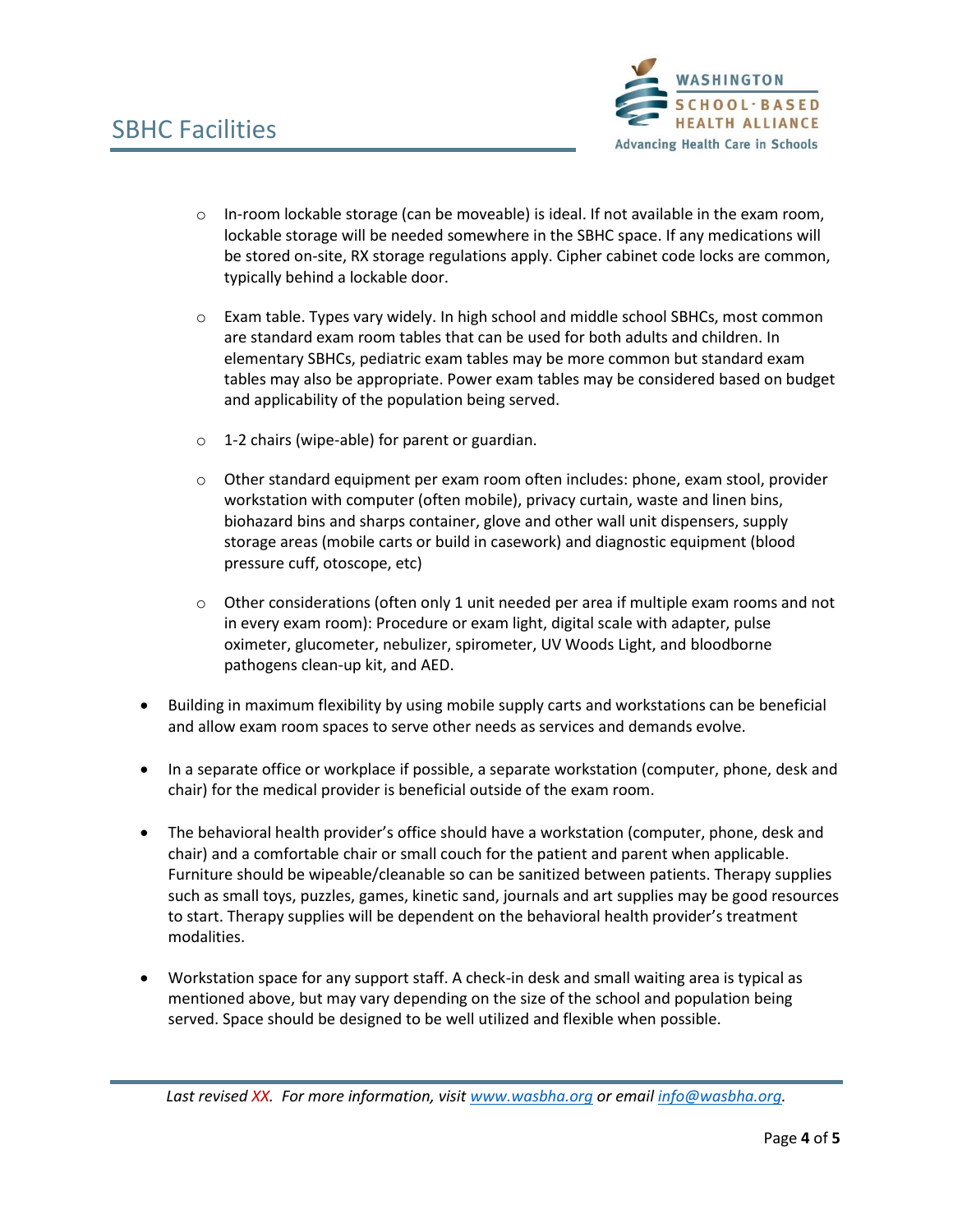- In-room lockable storage (can be moveable) is ideal. If not available in the exam room, lockable storage will be needed somewhere in the SBHC space. If any medications will be stored on-site, RX storage regulations apply. Cipher cabinet code locks are common, typically behind a lockable door.

  - Exam table. Types vary widely. In high school and middle school SBHCs, most common are standard exam room tables that can be used for both adults and children. In elementary SBHCs, pediatric exam tables may be more common but standard exam tables may also be appropriate. Power exam tables may be considered based on budget and applicability of the population being served.

  - 1-2 chairs (wipe-able) for parent or guardian.

  - Other standard equipment per exam room often includes: phone, exam stool, provider workstation with computer (often mobile), privacy curtain, waste and linen bins, biohazard bins and sharps container, glove and other wall unit dispensers, supply storage areas (mobile carts or build in casework) and diagnostic equipment (blood pressure cuff, otoscope, etc)

  - Other considerations (often only 1 unit needed per area if multiple exam rooms and not in every exam room): Procedure or exam light, digital scale with adapter, pulse oximeter, glucometer, nebulizer, spirometer, UV Woods Light, and bloodborne pathogens clean-up kit, and AED.

- Building in maximum flexibility by using mobile supply carts and workstations can be beneficial and allow exam room spaces to serve other needs as services and demands evolve.

- In a separate office or workplace if possible, a separate workstation (computer, phone, desk and chair) for the medical provider is beneficial outside of the exam room.

- The behavioral health provider's office should have a workstation (computer, phone, desk and chair) and a comfortable chair or small couch for the patient and parent when applicable. Furniture should be wipeable/cleanable so can be sanitized between patients. Therapy supplies such as small toys, puzzles, games, kinetic sand, journals and art supplies may be good resources to start. Therapy supplies will be dependent on the behavioral health provider's treatment modalities.

- Workstation space for any support staff. A check-in desk and small waiting area is typical as mentioned above, but may vary depending on the size of the school and population being served. Space should be designed to be well utilized and flexible when possible.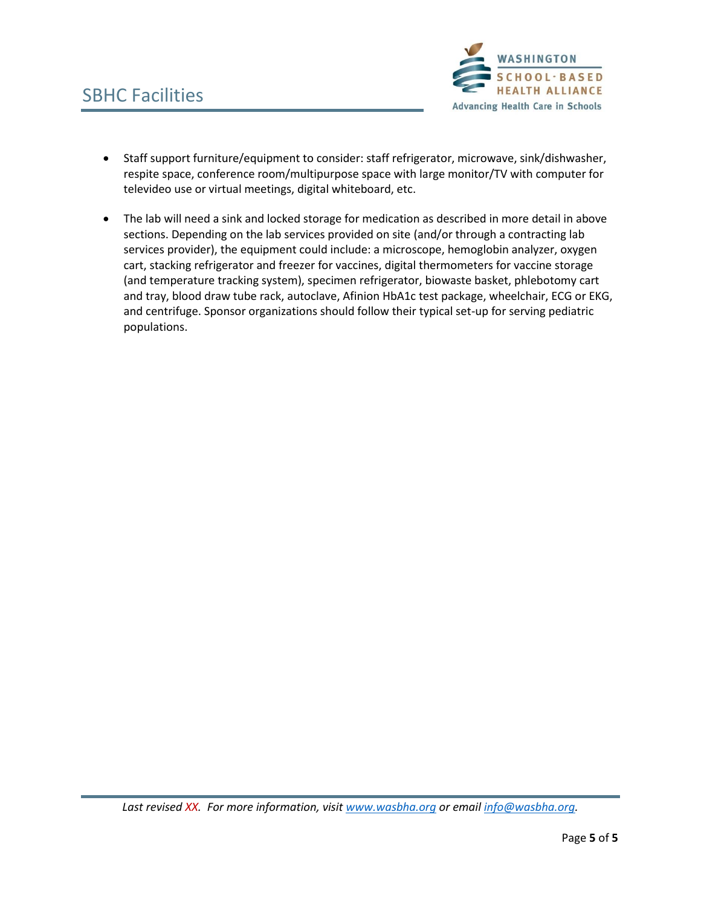- Staff support furniture/equipment to consider: staff refrigerator, microwave, sink/dishwasher, respite space, conference room/multipurpose space with large monitor/TV with computer for televideo use or virtual meetings, digital whiteboard, etc.

- The lab will need a sink and locked storage for medication as described in more detail in above sections. Depending on the lab services provided on site (and/or through a contracting lab services provider), the equipment could include: a microscope, hemoglobin analyzer, oxygen cart, stacking refrigerator and freezer for vaccines, digital thermometers for vaccine storage (and temperature tracking system), specimen refrigerator, biowaste basket, phlebotomy cart and tray, blood draw tube rack, autoclave, Afinion HbA1c test package, wheelchair, ECG or EKG, and centrifuge. Sponsor organizations should follow their typical set-up for serving pediatric populations.

*Last revised XX. For more information, visit [www.wasbha.org](http://www.wasbha.org) or email [info@wasbha.org](mailto:info@wasbha.org).*